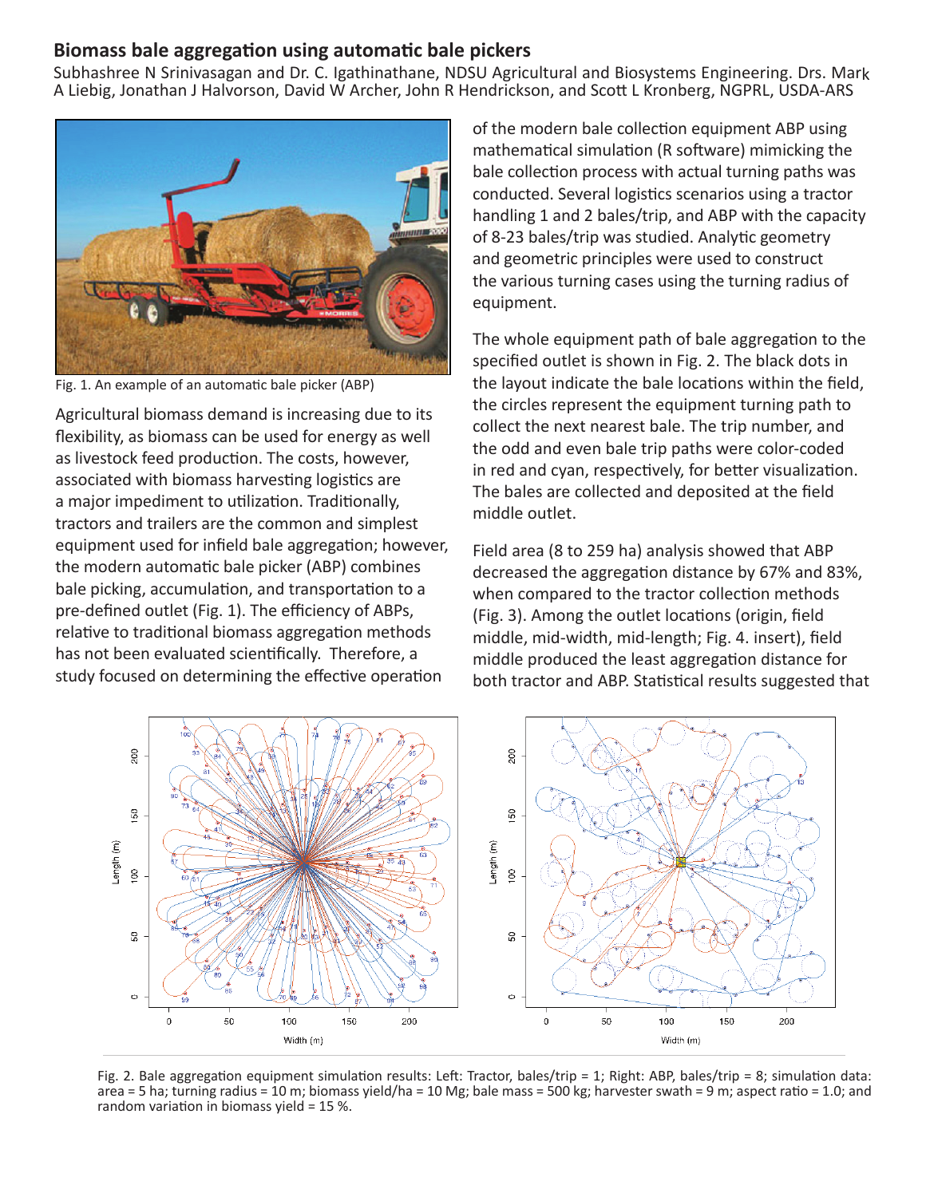## Biomass bale aggregation using automatic bale pickers

Subhashree N Srinivasagan and Dr. C. Igathinathane, NDSU Agricultural and Biosystems Engineering. Drs. Mark A Liebig, Jonathan J Halvorson, David W Archer, John R Hendrickson, and Scott L Kronberg, NGPRL, USDA-ARS

Fig. 1. An example of an automatic bale picker (ABP)

Agricultural biomass demand is increasing due to its flexibility, as biomass can be used for energy as well as livestock feed production. The costs, however, associated with biomass harvesting logistics are a major impediment to utilization. Traditionally, tractors and trailers are the common and simplest equipment used for infield bale aggregation; however, the modern automatic bale picker (ABP) combines bale picking, accumulation, and transportation to a pre-defined outlet (Fig. 1). The efficiency of ABPs, relative to traditional biomass aggregation methods has not been evaluated scientifically. Therefore, a study focused on determining the effective operation of the modern bale collection equipment ABP using mathematical simulation (R software) mimicking the bale collection process with actual turning paths was conducted. Several logistics scenarios using a tractor handling 1 and 2 bales/trip, and ABP with the capacity of 8-23 bales/trip was studied. Analytic geometry and geometric principles were used to construct the various turning cases using the turning radius of equipment.

The whole equipment path of bale aggregation to the specified outlet is shown in Fig. 2. The black dots in the layout indicate the bale locations within the field, the circles represent the equipment turning path to collect the next nearest bale. The trip number, and the odd and even bale trip paths were color-coded in red and cyan, respectively, for better visualization. The bales are collected and deposited at the field middle outlet.

Field area (8 to 259 ha) analysis showed that ABP decreased the aggregation distance by 67% and 83%, when compared to the tractor collection methods (Fig. 3). Among the outlet locations (origin, field middle, mid-width, mid-length; Fig. 4. insert), field middle produced the least aggregation distance for both tractor and ABP. Statistical results suggested that

Fig. 2. Bale aggregation equipment simulation results: Left: Tractor, bales/trip = 1; Right: ABP, bales/trip = 8; simulation data: area = 5 ha; turning radius = 10 m; biomass yield/ha = 10 Mg; bale mass = 500 kg; harvester swath = 9 m; aspect ratio = 1.0; and random variation in biomass yield = 15 %.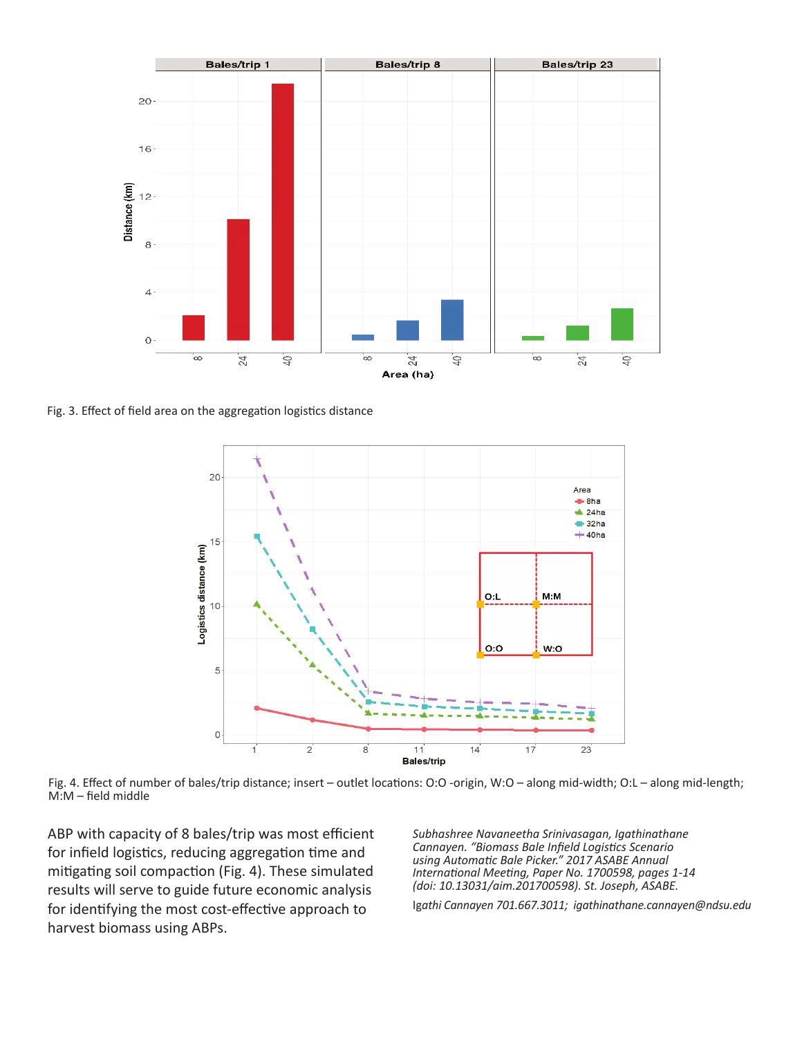Bales/trip 1

Bales/trip 8

Bales/trip 23

Distance (km)

0
4
8
12
16
20

8
24
40

Area (ha)

Fig. 3. Effect of field area on the aggregation logistics distance

Logistics distance (km)

0
5
10
15
20

1
2
8
11
14
17
23

Bales/trip

Area
8ha
24ha
32ha
40ha

O:L
M:M
O:O
W:O

Fig. 4. Effect of number of bales/trip distance; insert – outlet locations: O:O -origin, W:O – along mid-width; O:L – along mid-length; M:M – field middle

ABP with capacity of 8 bales/trip was most efficient for infield logistics, reducing aggregation time and mitigating soil compaction (Fig. 4). These simulated results will serve to guide future economic analysis for identifying the most cost-effective approach to harvest biomass using ABPs.

*Subhashree Navaneetha Srinivasagan, Igathinathane Cannayen. "Biomass Bale Infield Logistics Scenario using Automatic Bale Picker." 2017 ASABE Annual International Meeting, Paper No. 1700598, pages 1-14 (doi: 10.13031/aim.201700598). St. Joseph, ASABE.*

*Igathi Cannayen 701.667.3011; igathinathane.cannayen@ndsu.edu*